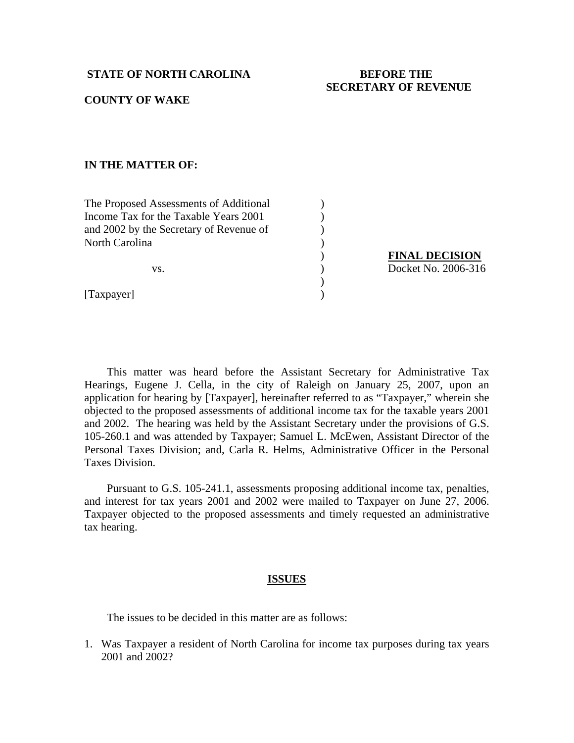**STATE OF NORTH CAROLINA** **BEFORE THE SECRETARY OF REVENUE**

**COUNTY OF WAKE**

**IN THE MATTER OF:**

| | | |
|---|---|---|
| The Proposed Assessments of Additional Income Tax for the Taxable Years 2001 and 2002 by the Secretary of Revenue of North Carolina | ) | |
| vs. | ) | **FINAL DECISION** Docket No. 2006-316 |
| [Taxpayer] | ) | |

This matter was heard before the Assistant Secretary for Administrative Tax Hearings, Eugene J. Cella, in the city of Raleigh on January 25, 2007, upon an application for hearing by [Taxpayer], hereinafter referred to as "Taxpayer," wherein she objected to the proposed assessments of additional income tax for the taxable years 2001 and 2002. The hearing was held by the Assistant Secretary under the provisions of G.S. 105-260.1 and was attended by Taxpayer; Samuel L. McEwen, Assistant Director of the Personal Taxes Division; and, Carla R. Helms, Administrative Officer in the Personal Taxes Division.

Pursuant to G.S. 105-241.1, assessments proposing additional income tax, penalties, and interest for tax years 2001 and 2002 were mailed to Taxpayer on June 27, 2006. Taxpayer objected to the proposed assessments and timely requested an administrative tax hearing.

## ISSUES

The issues to be decided in this matter are as follows:

1. Was Taxpayer a resident of North Carolina for income tax purposes during tax years 2001 and 2002?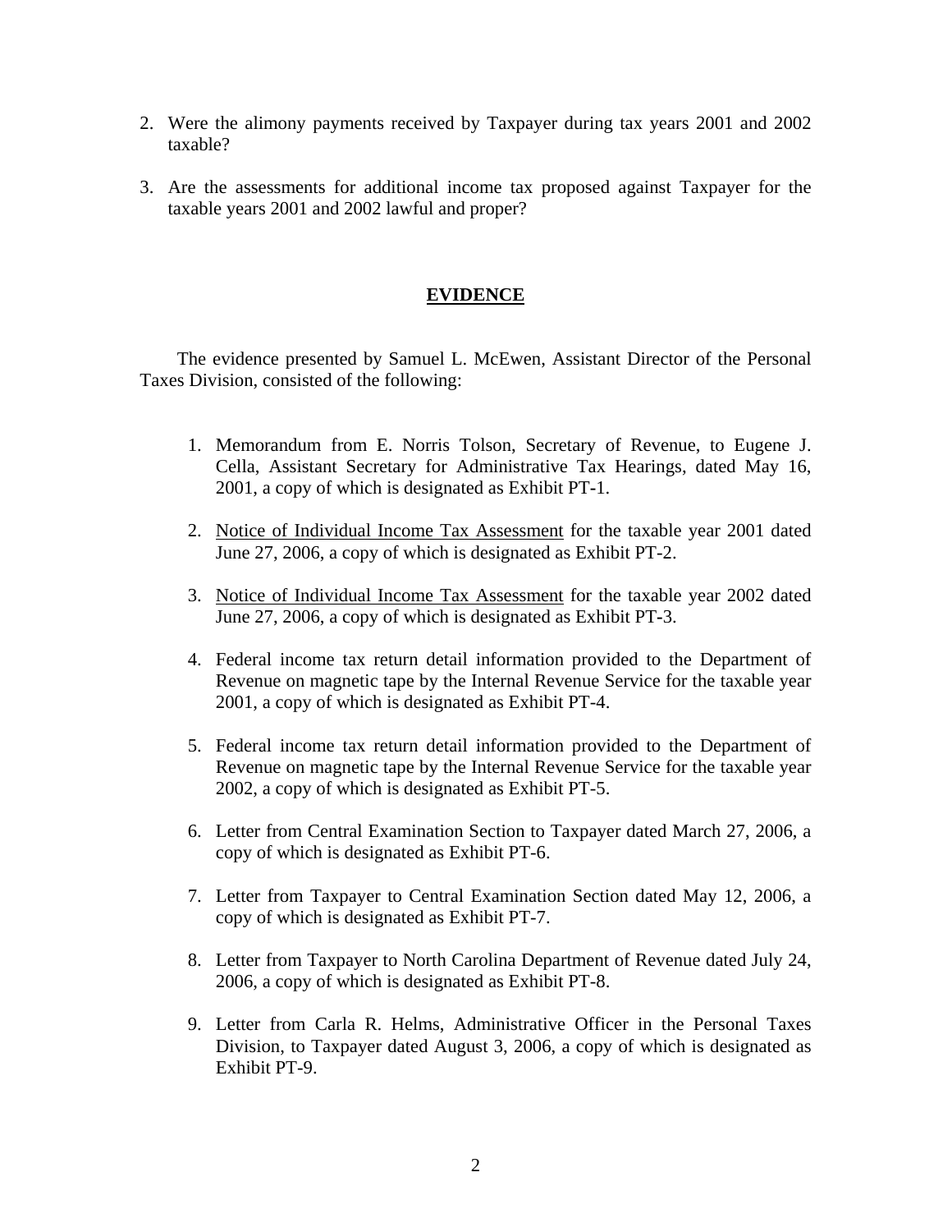2. Were the alimony payments received by Taxpayer during tax years 2001 and 2002 taxable?

3. Are the assessments for additional income tax proposed against Taxpayer for the taxable years 2001 and 2002 lawful and proper?

## EVIDENCE

The evidence presented by Samuel L. McEwen, Assistant Director of the Personal Taxes Division, consisted of the following:

1. Memorandum from E. Norris Tolson, Secretary of Revenue, to Eugene J. Cella, Assistant Secretary for Administrative Tax Hearings, dated May 16, 2001, a copy of which is designated as Exhibit PT-1.

2. Notice of Individual Income Tax Assessment for the taxable year 2001 dated June 27, 2006, a copy of which is designated as Exhibit PT-2.

3. Notice of Individual Income Tax Assessment for the taxable year 2002 dated June 27, 2006, a copy of which is designated as Exhibit PT-3.

4. Federal income tax return detail information provided to the Department of Revenue on magnetic tape by the Internal Revenue Service for the taxable year 2001, a copy of which is designated as Exhibit PT-4.

5. Federal income tax return detail information provided to the Department of Revenue on magnetic tape by the Internal Revenue Service for the taxable year 2002, a copy of which is designated as Exhibit PT-5.

6. Letter from Central Examination Section to Taxpayer dated March 27, 2006, a copy of which is designated as Exhibit PT-6.

7. Letter from Taxpayer to Central Examination Section dated May 12, 2006, a copy of which is designated as Exhibit PT-7.

8. Letter from Taxpayer to North Carolina Department of Revenue dated July 24, 2006, a copy of which is designated as Exhibit PT-8.

9. Letter from Carla R. Helms, Administrative Officer in the Personal Taxes Division, to Taxpayer dated August 3, 2006, a copy of which is designated as Exhibit PT-9.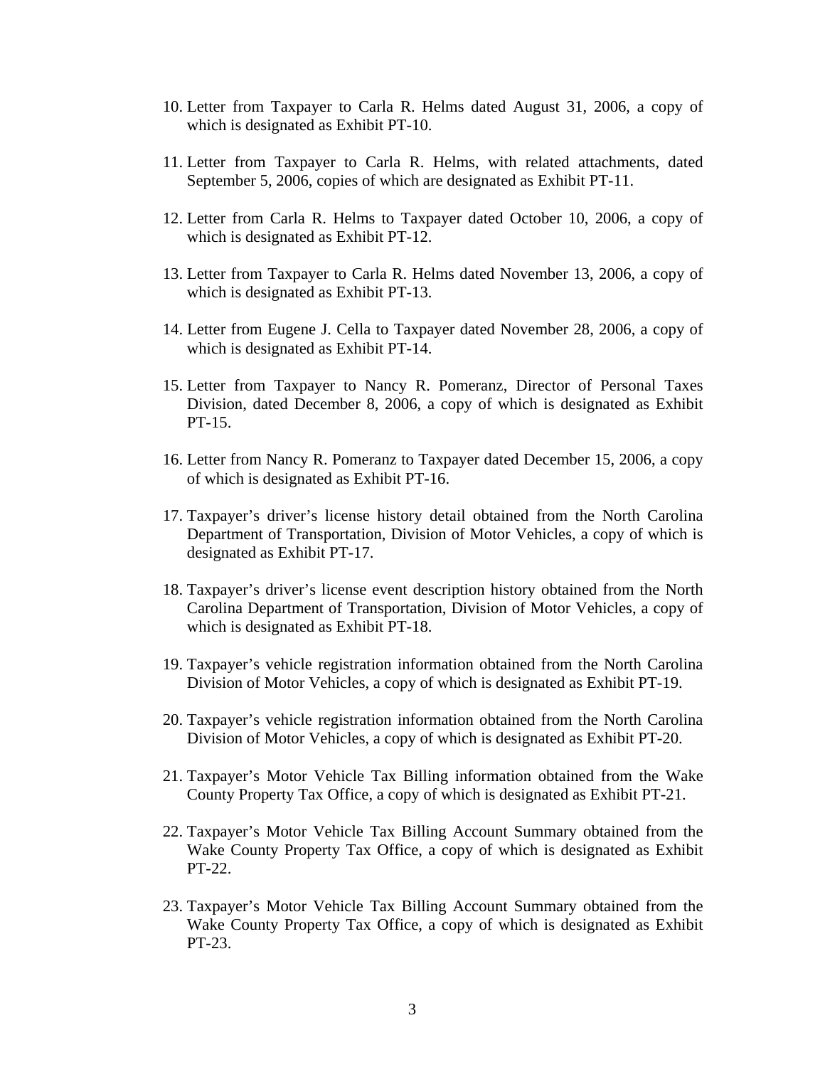10. Letter from Taxpayer to Carla R. Helms dated August 31, 2006, a copy of which is designated as Exhibit PT-10.

11. Letter from Taxpayer to Carla R. Helms, with related attachments, dated September 5, 2006, copies of which are designated as Exhibit PT-11.

12. Letter from Carla R. Helms to Taxpayer dated October 10, 2006, a copy of which is designated as Exhibit PT-12.

13. Letter from Taxpayer to Carla R. Helms dated November 13, 2006, a copy of which is designated as Exhibit PT-13.

14. Letter from Eugene J. Cella to Taxpayer dated November 28, 2006, a copy of which is designated as Exhibit PT-14.

15. Letter from Taxpayer to Nancy R. Pomeranz, Director of Personal Taxes Division, dated December 8, 2006, a copy of which is designated as Exhibit PT-15.

16. Letter from Nancy R. Pomeranz to Taxpayer dated December 15, 2006, a copy of which is designated as Exhibit PT-16.

17. Taxpayer's driver's license history detail obtained from the North Carolina Department of Transportation, Division of Motor Vehicles, a copy of which is designated as Exhibit PT-17.

18. Taxpayer's driver's license event description history obtained from the North Carolina Department of Transportation, Division of Motor Vehicles, a copy of which is designated as Exhibit PT-18.

19. Taxpayer's vehicle registration information obtained from the North Carolina Division of Motor Vehicles, a copy of which is designated as Exhibit PT-19.

20. Taxpayer's vehicle registration information obtained from the North Carolina Division of Motor Vehicles, a copy of which is designated as Exhibit PT-20.

21. Taxpayer's Motor Vehicle Tax Billing information obtained from the Wake County Property Tax Office, a copy of which is designated as Exhibit PT-21.

22. Taxpayer's Motor Vehicle Tax Billing Account Summary obtained from the Wake County Property Tax Office, a copy of which is designated as Exhibit PT-22.

23. Taxpayer's Motor Vehicle Tax Billing Account Summary obtained from the Wake County Property Tax Office, a copy of which is designated as Exhibit PT-23.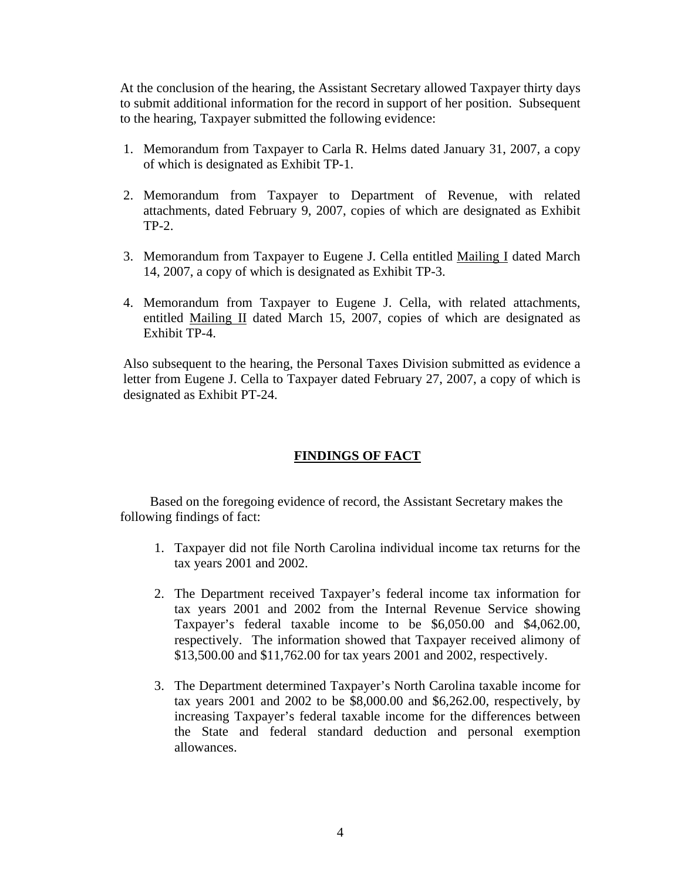At the conclusion of the hearing, the Assistant Secretary allowed Taxpayer thirty days to submit additional information for the record in support of her position. Subsequent to the hearing, Taxpayer submitted the following evidence:

1. Memorandum from Taxpayer to Carla R. Helms dated January 31, 2007, a copy of which is designated as Exhibit TP-1.

2. Memorandum from Taxpayer to Department of Revenue, with related attachments, dated February 9, 2007, copies of which are designated as Exhibit TP-2.

3. Memorandum from Taxpayer to Eugene J. Cella entitled Mailing I dated March 14, 2007, a copy of which is designated as Exhibit TP-3.

4. Memorandum from Taxpayer to Eugene J. Cella, with related attachments, entitled Mailing II dated March 15, 2007, copies of which are designated as Exhibit TP-4.

Also subsequent to the hearing, the Personal Taxes Division submitted as evidence a letter from Eugene J. Cella to Taxpayer dated February 27, 2007, a copy of which is designated as Exhibit PT-24.

## FINDINGS OF FACT

Based on the foregoing evidence of record, the Assistant Secretary makes the following findings of fact:

1. Taxpayer did not file North Carolina individual income tax returns for the tax years 2001 and 2002.

2. The Department received Taxpayer's federal income tax information for tax years 2001 and 2002 from the Internal Revenue Service showing Taxpayer's federal taxable income to be $6,050.00 and $4,062.00, respectively. The information showed that Taxpayer received alimony of $13,500.00 and $11,762.00 for tax years 2001 and 2002, respectively.

3. The Department determined Taxpayer's North Carolina taxable income for tax years 2001 and 2002 to be $8,000.00 and $6,262.00, respectively, by increasing Taxpayer's federal taxable income for the differences between the State and federal standard deduction and personal exemption allowances.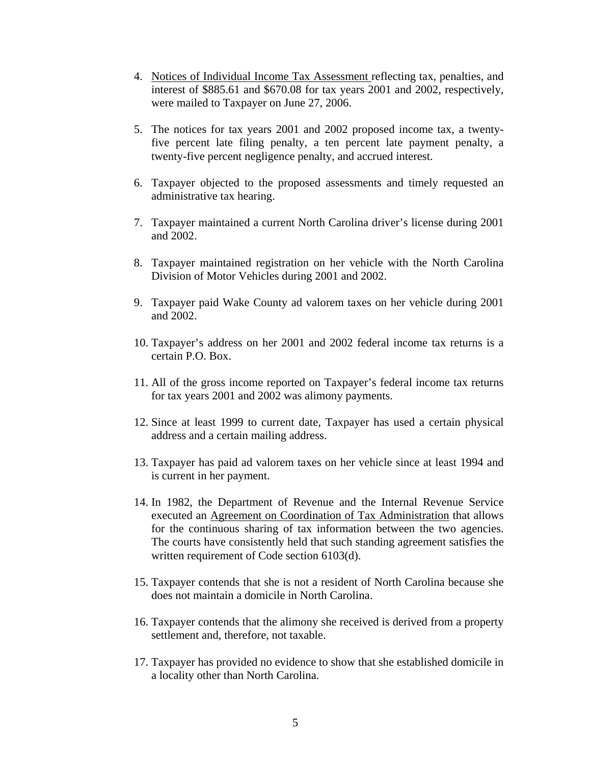4. Notices of Individual Income Tax Assessment reflecting tax, penalties, and interest of $885.61 and $670.08 for tax years 2001 and 2002, respectively, were mailed to Taxpayer on June 27, 2006.

5. The notices for tax years 2001 and 2002 proposed income tax, a twenty-five percent late filing penalty, a ten percent late payment penalty, a twenty-five percent negligence penalty, and accrued interest.

6. Taxpayer objected to the proposed assessments and timely requested an administrative tax hearing.

7. Taxpayer maintained a current North Carolina driver's license during 2001 and 2002.

8. Taxpayer maintained registration on her vehicle with the North Carolina Division of Motor Vehicles during 2001 and 2002.

9. Taxpayer paid Wake County ad valorem taxes on her vehicle during 2001 and 2002.

10. Taxpayer's address on her 2001 and 2002 federal income tax returns is a certain P.O. Box.

11. All of the gross income reported on Taxpayer's federal income tax returns for tax years 2001 and 2002 was alimony payments.

12. Since at least 1999 to current date, Taxpayer has used a certain physical address and a certain mailing address.

13. Taxpayer has paid ad valorem taxes on her vehicle since at least 1994 and is current in her payment.

14. In 1982, the Department of Revenue and the Internal Revenue Service executed an Agreement on Coordination of Tax Administration that allows for the continuous sharing of tax information between the two agencies. The courts have consistently held that such standing agreement satisfies the written requirement of Code section 6103(d).

15. Taxpayer contends that she is not a resident of North Carolina because she does not maintain a domicile in North Carolina.

16. Taxpayer contends that the alimony she received is derived from a property settlement and, therefore, not taxable.

17. Taxpayer has provided no evidence to show that she established domicile in a locality other than North Carolina.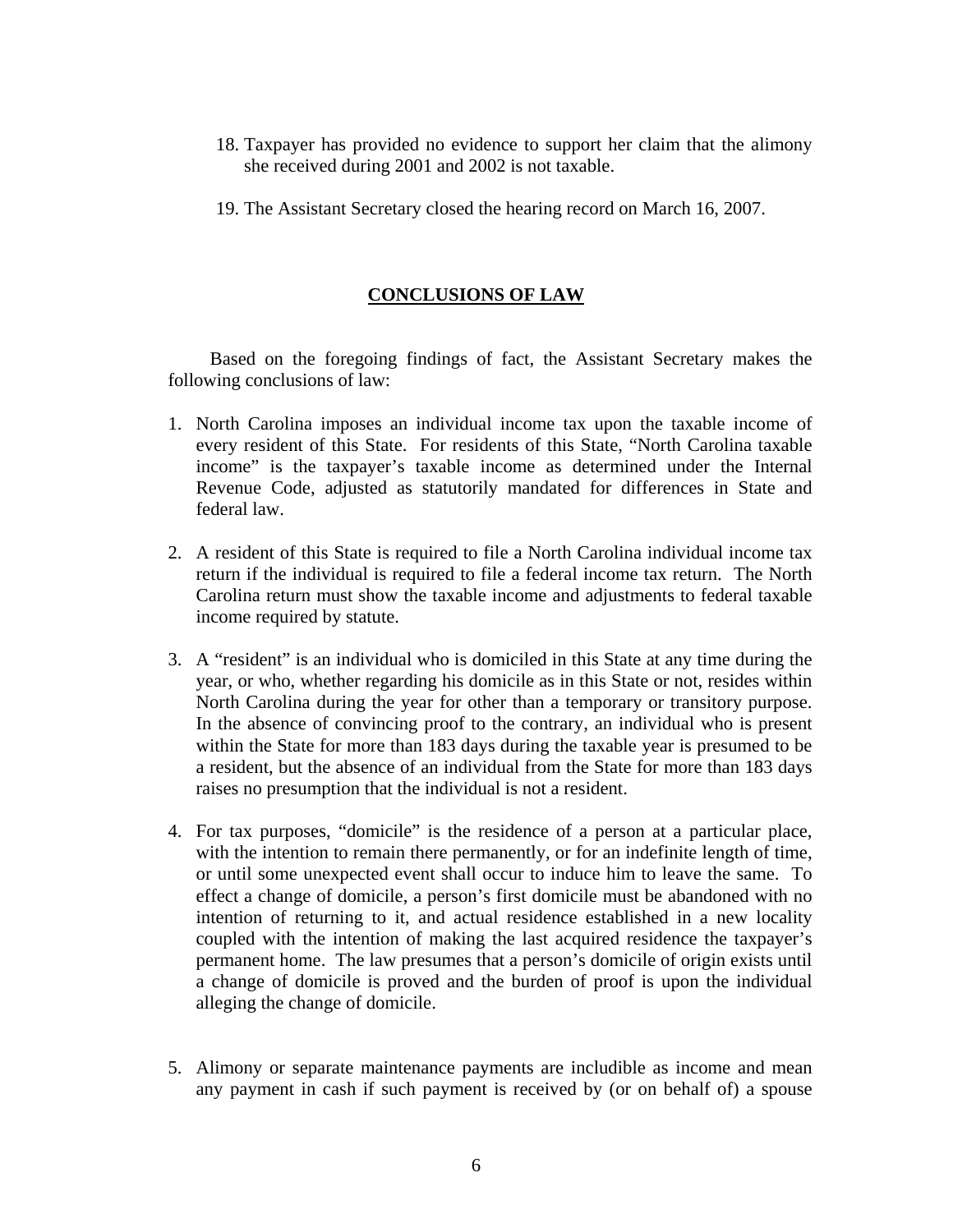18. Taxpayer has provided no evidence to support her claim that the alimony she received during 2001 and 2002 is not taxable.

19. The Assistant Secretary closed the hearing record on March 16, 2007.

## CONCLUSIONS OF LAW

Based on the foregoing findings of fact, the Assistant Secretary makes the following conclusions of law:

1. North Carolina imposes an individual income tax upon the taxable income of every resident of this State. For residents of this State, "North Carolina taxable income" is the taxpayer's taxable income as determined under the Internal Revenue Code, adjusted as statutorily mandated for differences in State and federal law.

2. A resident of this State is required to file a North Carolina individual income tax return if the individual is required to file a federal income tax return. The North Carolina return must show the taxable income and adjustments to federal taxable income required by statute.

3. A "resident" is an individual who is domiciled in this State at any time during the year, or who, whether regarding his domicile as in this State or not, resides within North Carolina during the year for other than a temporary or transitory purpose. In the absence of convincing proof to the contrary, an individual who is present within the State for more than 183 days during the taxable year is presumed to be a resident, but the absence of an individual from the State for more than 183 days raises no presumption that the individual is not a resident.

4. For tax purposes, "domicile" is the residence of a person at a particular place, with the intention to remain there permanently, or for an indefinite length of time, or until some unexpected event shall occur to induce him to leave the same. To effect a change of domicile, a person's first domicile must be abandoned with no intention of returning to it, and actual residence established in a new locality coupled with the intention of making the last acquired residence the taxpayer's permanent home. The law presumes that a person's domicile of origin exists until a change of domicile is proved and the burden of proof is upon the individual alleging the change of domicile.

5. Alimony or separate maintenance payments are includible as income and mean any payment in cash if such payment is received by (or on behalf of) a spouse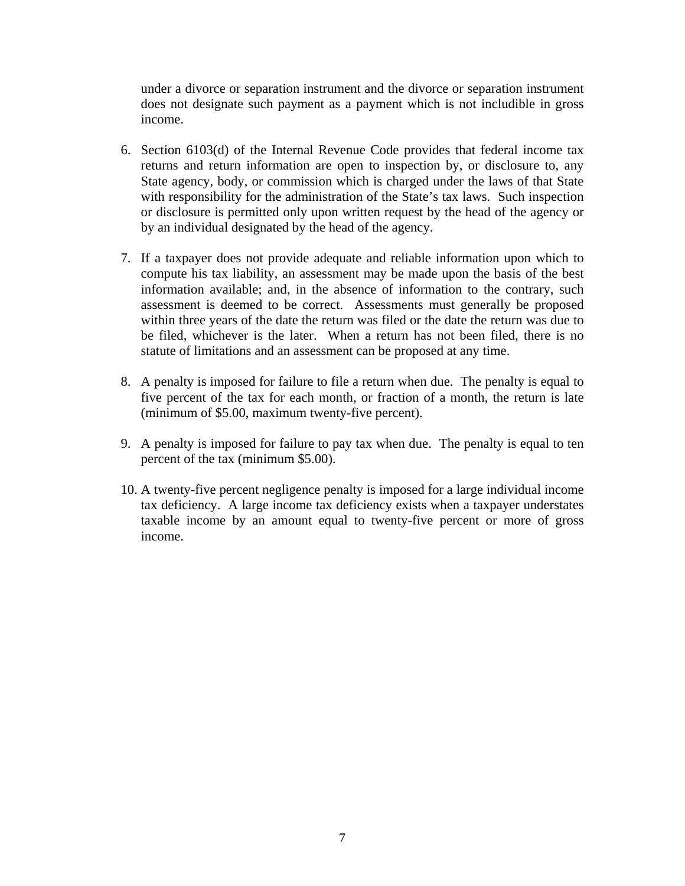under a divorce or separation instrument and the divorce or separation instrument does not designate such payment as a payment which is not includible in gross income.

6. Section 6103(d) of the Internal Revenue Code provides that federal income tax returns and return information are open to inspection by, or disclosure to, any State agency, body, or commission which is charged under the laws of that State with responsibility for the administration of the State's tax laws. Such inspection or disclosure is permitted only upon written request by the head of the agency or by an individual designated by the head of the agency.

7. If a taxpayer does not provide adequate and reliable information upon which to compute his tax liability, an assessment may be made upon the basis of the best information available; and, in the absence of information to the contrary, such assessment is deemed to be correct. Assessments must generally be proposed within three years of the date the return was filed or the date the return was due to be filed, whichever is the later. When a return has not been filed, there is no statute of limitations and an assessment can be proposed at any time.

8. A penalty is imposed for failure to file a return when due. The penalty is equal to five percent of the tax for each month, or fraction of a month, the return is late (minimum of $5.00, maximum twenty-five percent).

9. A penalty is imposed for failure to pay tax when due. The penalty is equal to ten percent of the tax (minimum $5.00).

10. A twenty-five percent negligence penalty is imposed for a large individual income tax deficiency. A large income tax deficiency exists when a taxpayer understates taxable income by an amount equal to twenty-five percent or more of gross income.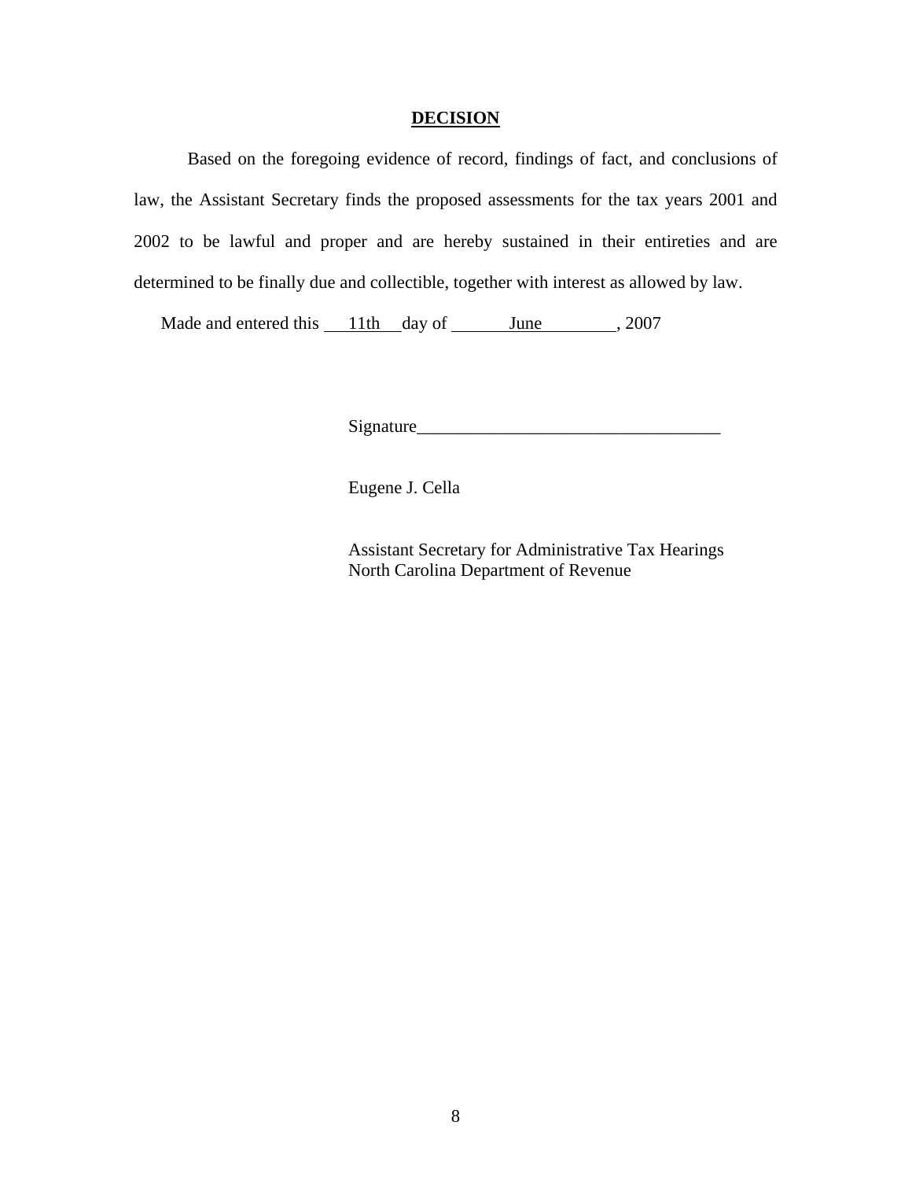## DECISION

Based on the foregoing evidence of record, findings of fact, and conclusions of law, the Assistant Secretary finds the proposed assessments for the tax years 2001 and 2002 to be lawful and proper and are hereby sustained in their entireties and are determined to be finally due and collectible, together with interest as allowed by law.

Made and entered this 11th day of June, 2007

Signature___________________________________

Eugene J. Cella

Assistant Secretary for Administrative Tax Hearings
North Carolina Department of Revenue